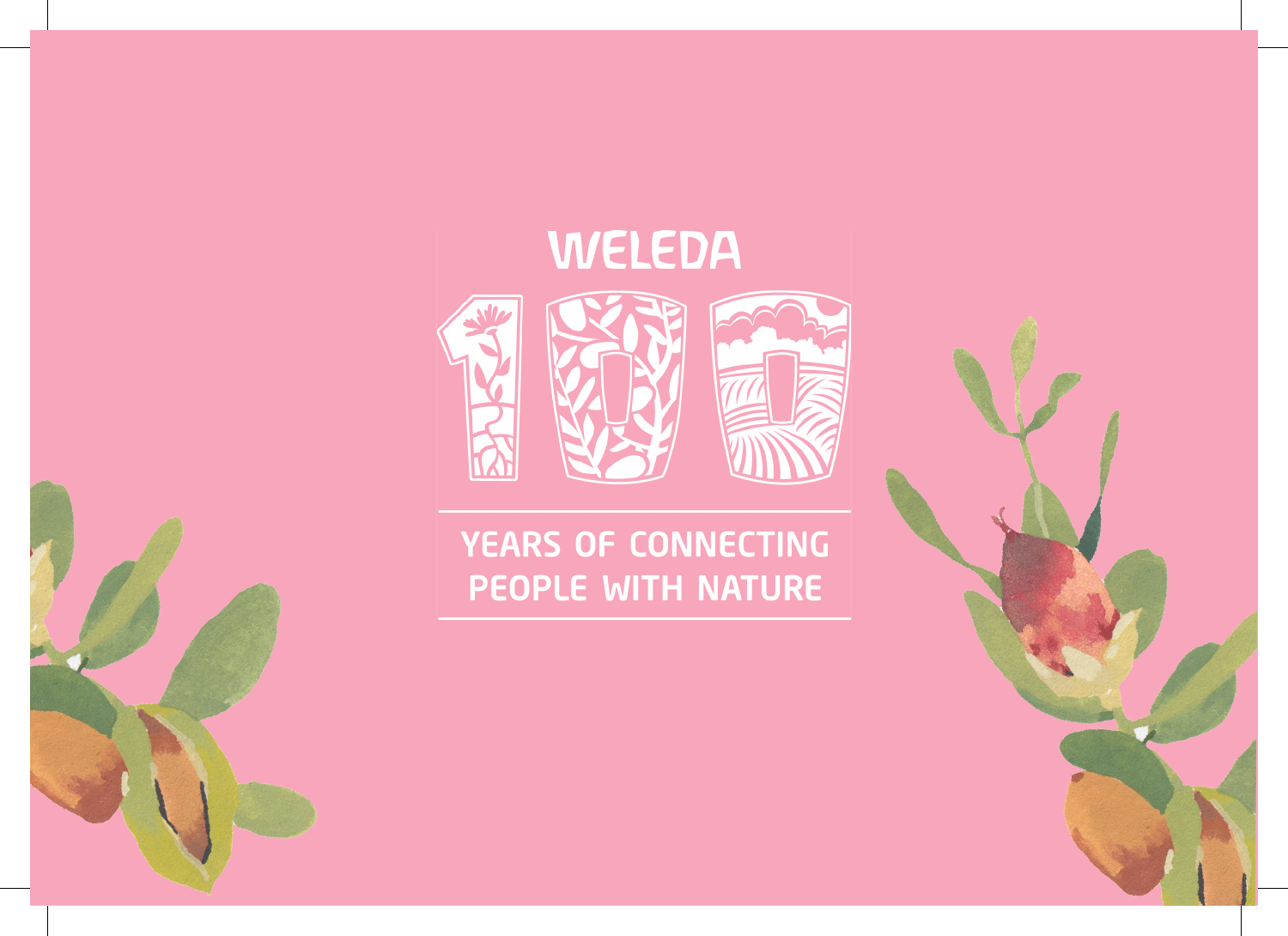# WELEDA

# 100

## YEARS OF CONNECTING PEOPLE WITH NATURE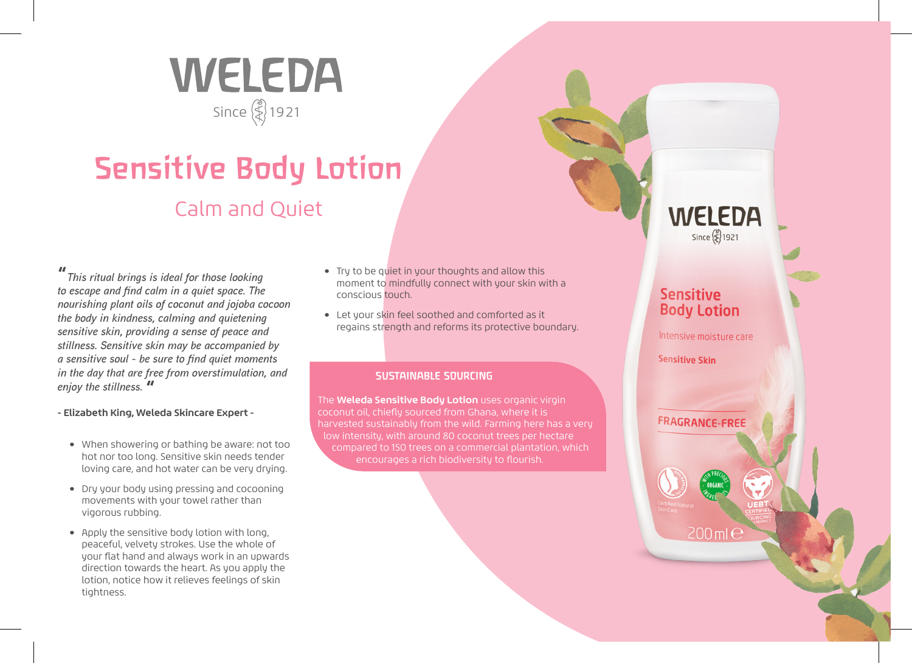# WELEDA

Since 1921

# Sensitive Body Lotion

## Calm and Quiet

*"This ritual brings is ideal for those looking to escape and find calm in a quiet space. The nourishing plant oils of coconut and jojoba cocoon the body in kindness, calming and quietening sensitive skin, providing a sense of peace and stillness. Sensitive skin may be accompanied by a sensitive soul - be sure to find quiet moments in the day that are free from overstimulation, and enjoy the stillness."*

**- Elizabeth King, Weleda Skincare Expert -**

- When showering or bathing be aware: not too hot nor too long. Sensitive skin needs tender loving care, and hot water can be very drying.
- Dry your body using pressing and cocooning movements with your towel rather than vigorous rubbing.
- Apply the sensitive body lotion with long, peaceful, velvety strokes. Use the whole of your flat hand and always work in an upwards direction towards the heart. As you apply the lotion, notice how it relieves feelings of skin tightness.
- Try to be quiet in your thoughts and allow this moment to mindfully connect with your skin with a conscious touch.
- Let your skin feel soothed and comforted as it regains strength and reforms its protective boundary.

### SUSTAINABLE SOURCING

The **Weleda Sensitive Body Lotion** uses organic virgin coconut oil, chiefly sourced from Ghana, where it is harvested sustainably from the wild. Farming here has a very low intensity, with around 80 coconut trees per hectare compared to 150 trees on a commercial plantation, which encourages a rich biodiversity to flourish.